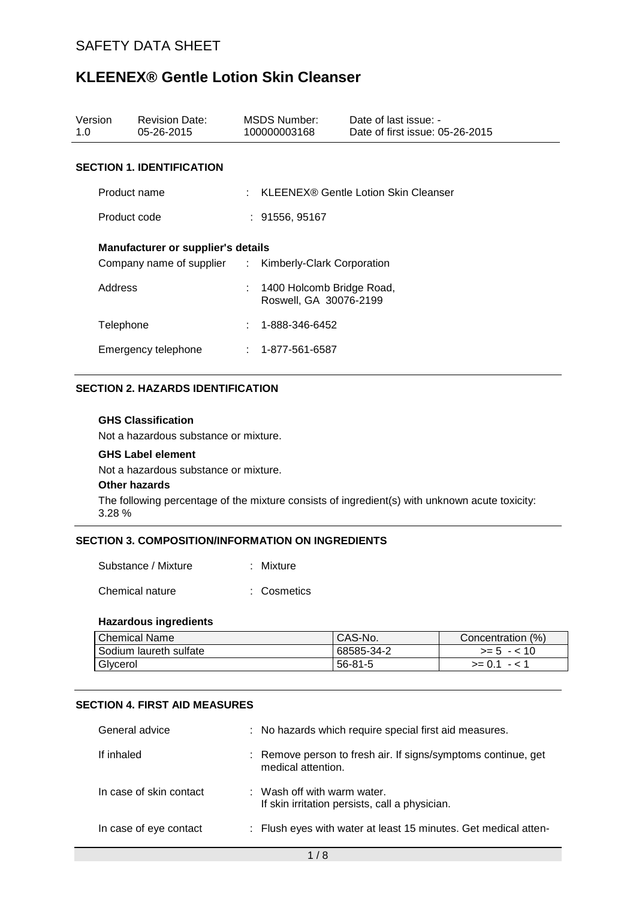# SAFETY DATA SHEET

# KLEENEX® Gentle Lotion Skin Cleanser

| Version | Revision Date: | MSDS Number: | Date of last issue: - |
|---|---|---|---|
| 1.0 | 05-26-2015 | 100000003168 | Date of first issue: 05-26-2015 |

## SECTION 1. IDENTIFICATION

Product name : KLEENEX® Gentle Lotion Skin Cleanser

Product code : 91556, 95167

**Manufacturer or supplier's details**

Company name of supplier : Kimberly-Clark Corporation

Address : 1400 Holcomb Bridge Road, Roswell, GA 30076-2199

Telephone : 1-888-346-6452

Emergency telephone : 1-877-561-6587

## SECTION 2. HAZARDS IDENTIFICATION

**GHS Classification**

Not a hazardous substance or mixture.

**GHS Label element**

Not a hazardous substance or mixture.

**Other hazards**

The following percentage of the mixture consists of ingredient(s) with unknown acute toxicity: 3.28 %

## SECTION 3. COMPOSITION/INFORMATION ON INGREDIENTS

Substance / Mixture : Mixture

Chemical nature : Cosmetics

**Hazardous ingredients**

| Chemical Name | CAS-No. | Concentration (%) |
|---|---|---|
| Sodium laureth sulfate | 68585-34-2 | >= 5 - < 10 |
| Glycerol | 56-81-5 | >= 0.1 - < 1 |

## SECTION 4. FIRST AID MEASURES

General advice : No hazards which require special first aid measures.

If inhaled : Remove person to fresh air. If signs/symptoms continue, get medical attention.

In case of skin contact : Wash off with warm water. If skin irritation persists, call a physician.

In case of eye contact : Flush eyes with water at least 15 minutes. Get medical atten-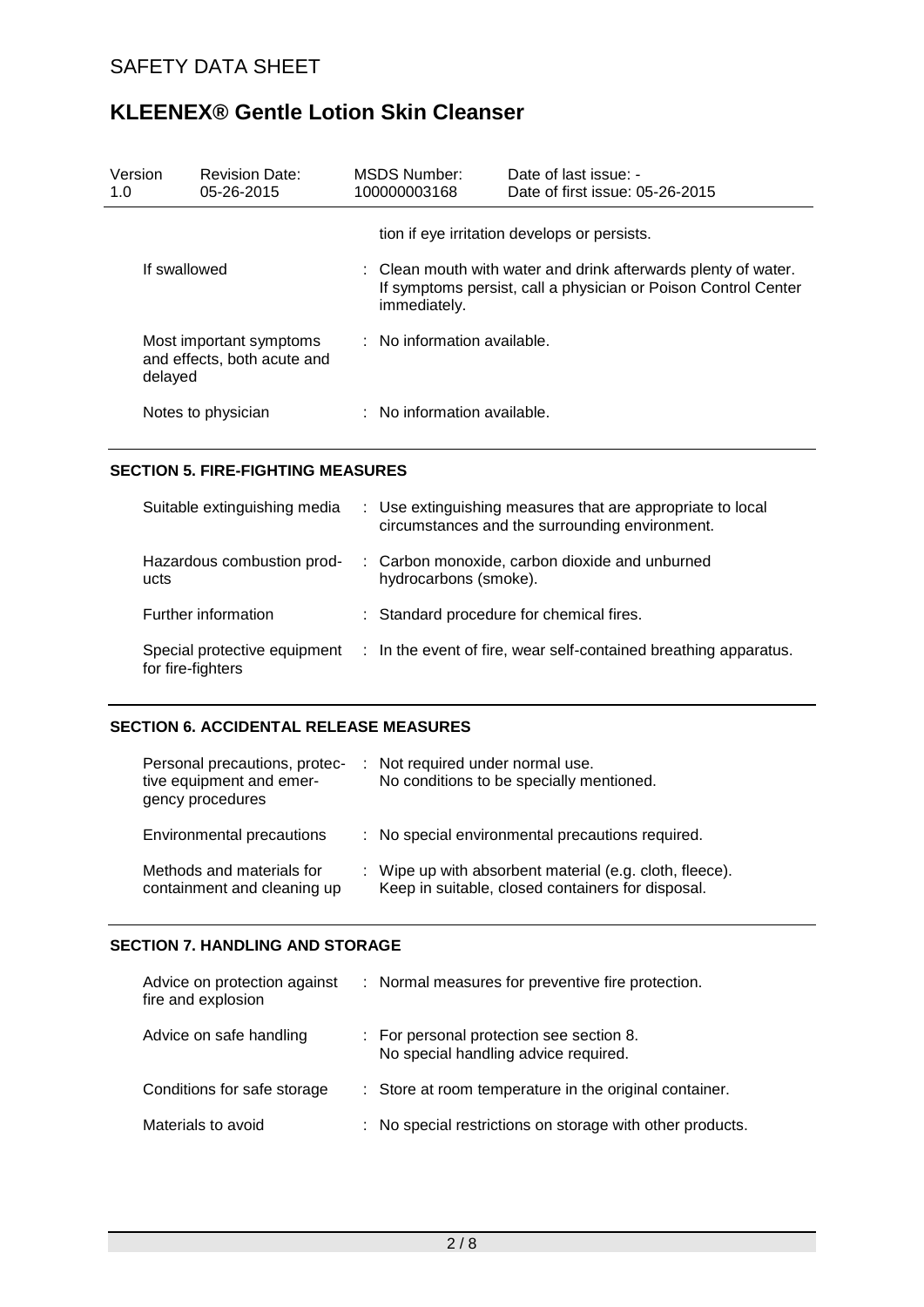| | |
|---|---|
| | tion if eye irritation develops or persists. |
| If swallowed | : Clean mouth with water and drink afterwards plenty of water. If symptoms persist, call a physician or Poison Control Center immediately. |
| Most important symptoms and effects, both acute and delayed | : No information available. |
| Notes to physician | : No information available. |

### SECTION 5. FIRE-FIGHTING MEASURES

| | |
|---|---|
| Suitable extinguishing media | : Use extinguishing measures that are appropriate to local circumstances and the surrounding environment. |
| Hazardous combustion products | : Carbon monoxide, carbon dioxide and unburned hydrocarbons (smoke). |
| Further information | : Standard procedure for chemical fires. |
| Special protective equipment for fire-fighters | : In the event of fire, wear self-contained breathing apparatus. |

### SECTION 6. ACCIDENTAL RELEASE MEASURES

| | |
|---|---|
| Personal precautions, protective equipment and emergency procedures | : Not required under normal use. No conditions to be specially mentioned. |
| Environmental precautions | : No special environmental precautions required. |
| Methods and materials for containment and cleaning up | : Wipe up with absorbent material (e.g. cloth, fleece). Keep in suitable, closed containers for disposal. |

### SECTION 7. HANDLING AND STORAGE

| | |
|---|---|
| Advice on protection against fire and explosion | : Normal measures for preventive fire protection. |
| Advice on safe handling | : For personal protection see section 8. No special handling advice required. |
| Conditions for safe storage | : Store at room temperature in the original container. |
| Materials to avoid | : No special restrictions on storage with other products. |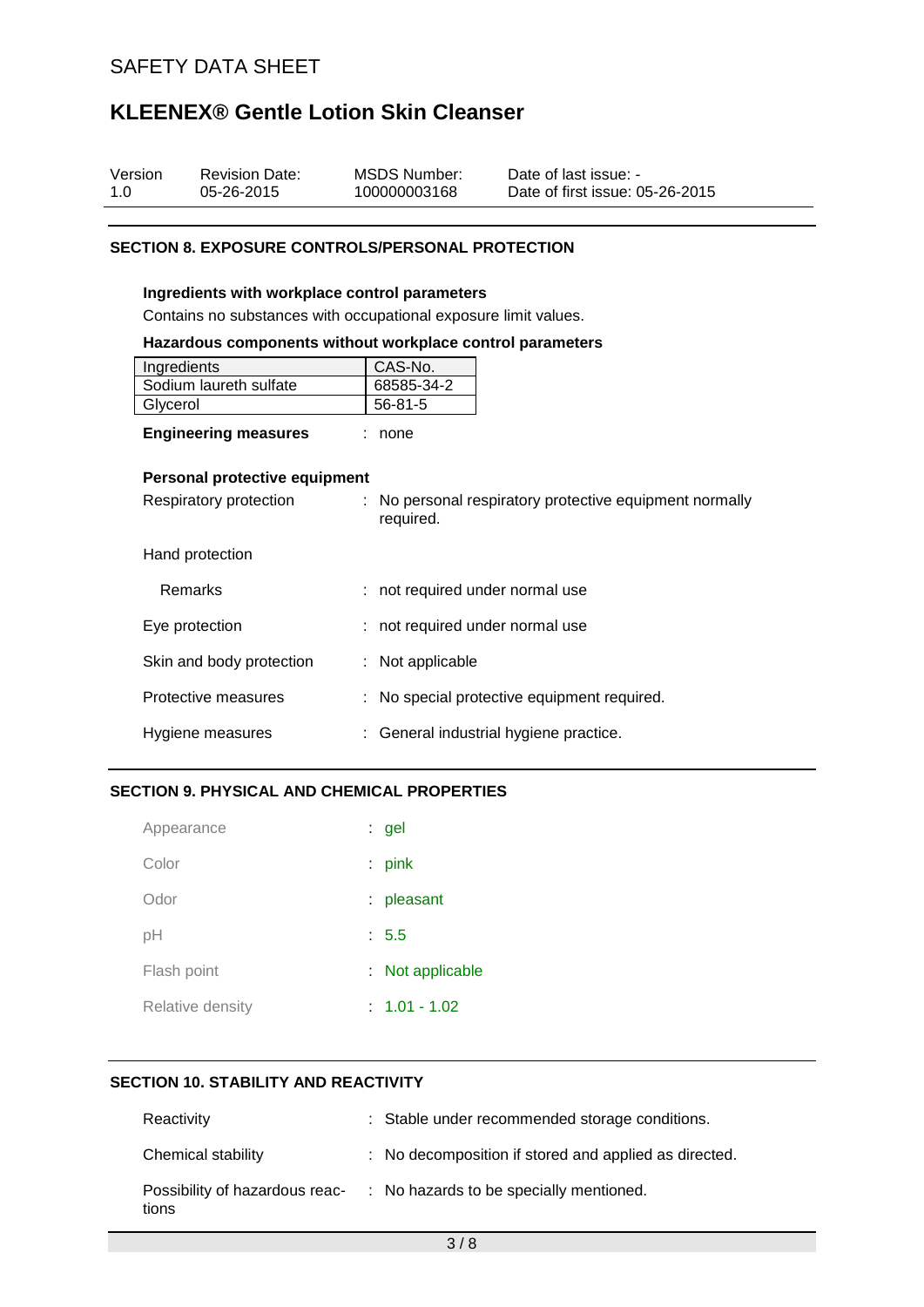## SECTION 8. EXPOSURE CONTROLS/PERSONAL PROTECTION

### Ingredients with workplace control parameters

Contains no substances with occupational exposure limit values.

### Hazardous components without workplace control parameters

| Ingredients | CAS-No. |
|---|---|
| Sodium laureth sulfate | 68585-34-2 |
| Glycerol | 56-81-5 |

**Engineering measures** : none

### Personal protective equipment

Respiratory protection : No personal respiratory protective equipment normally required.

Hand protection

Remarks : not required under normal use

Eye protection : not required under normal use

Skin and body protection : Not applicable

Protective measures : No special protective equipment required.

Hygiene measures : General industrial hygiene practice.

## SECTION 9. PHYSICAL AND CHEMICAL PROPERTIES

Appearance : gel

Color : pink

Odor : pleasant

pH : 5.5

Flash point : Not applicable

Relative density : 1.01 - 1.02

## SECTION 10. STABILITY AND REACTIVITY

Reactivity : Stable under recommended storage conditions.

Chemical stability : No decomposition if stored and applied as directed.

Possibility of hazardous reactions : No hazards to be specially mentioned.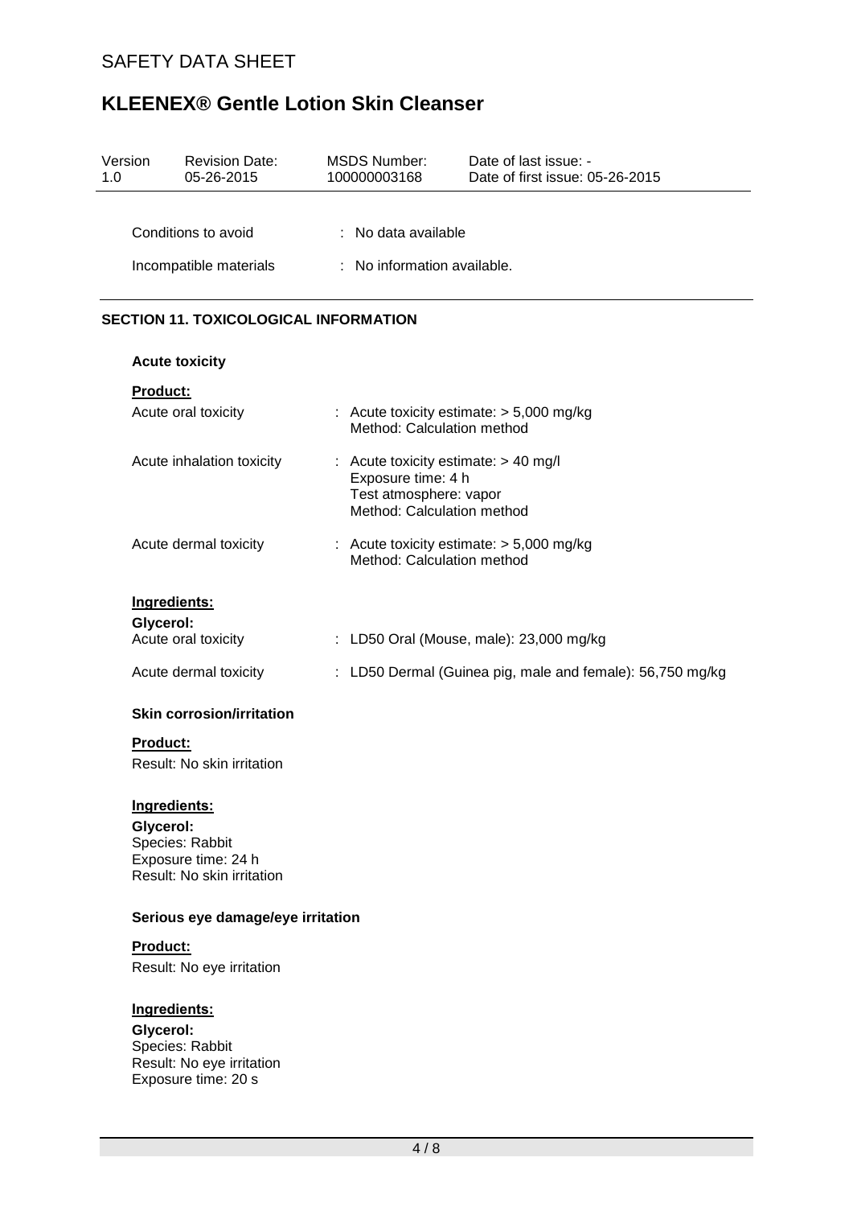Conditions to avoid : No data available

Incompatible materials : No information available.

## SECTION 11. TOXICOLOGICAL INFORMATION

### Acute toxicity

**Product:**

Acute oral toxicity : Acute toxicity estimate: > 5,000 mg/kg
Method: Calculation method

Acute inhalation toxicity : Acute toxicity estimate: > 40 mg/l
Exposure time: 4 h
Test atmosphere: vapor
Method: Calculation method

Acute dermal toxicity : Acute toxicity estimate: > 5,000 mg/kg
Method: Calculation method

**Ingredients:**

**Glycerol:**
Acute oral toxicity : LD50 Oral (Mouse, male): 23,000 mg/kg

Acute dermal toxicity : LD50 Dermal (Guinea pig, male and female): 56,750 mg/kg

### Skin corrosion/irritation

**Product:**

Result: No skin irritation

**Ingredients:**

**Glycerol:**
Species: Rabbit
Exposure time: 24 h
Result: No skin irritation

### Serious eye damage/eye irritation

**Product:**

Result: No eye irritation

**Ingredients:**

**Glycerol:**
Species: Rabbit
Result: No eye irritation
Exposure time: 20 s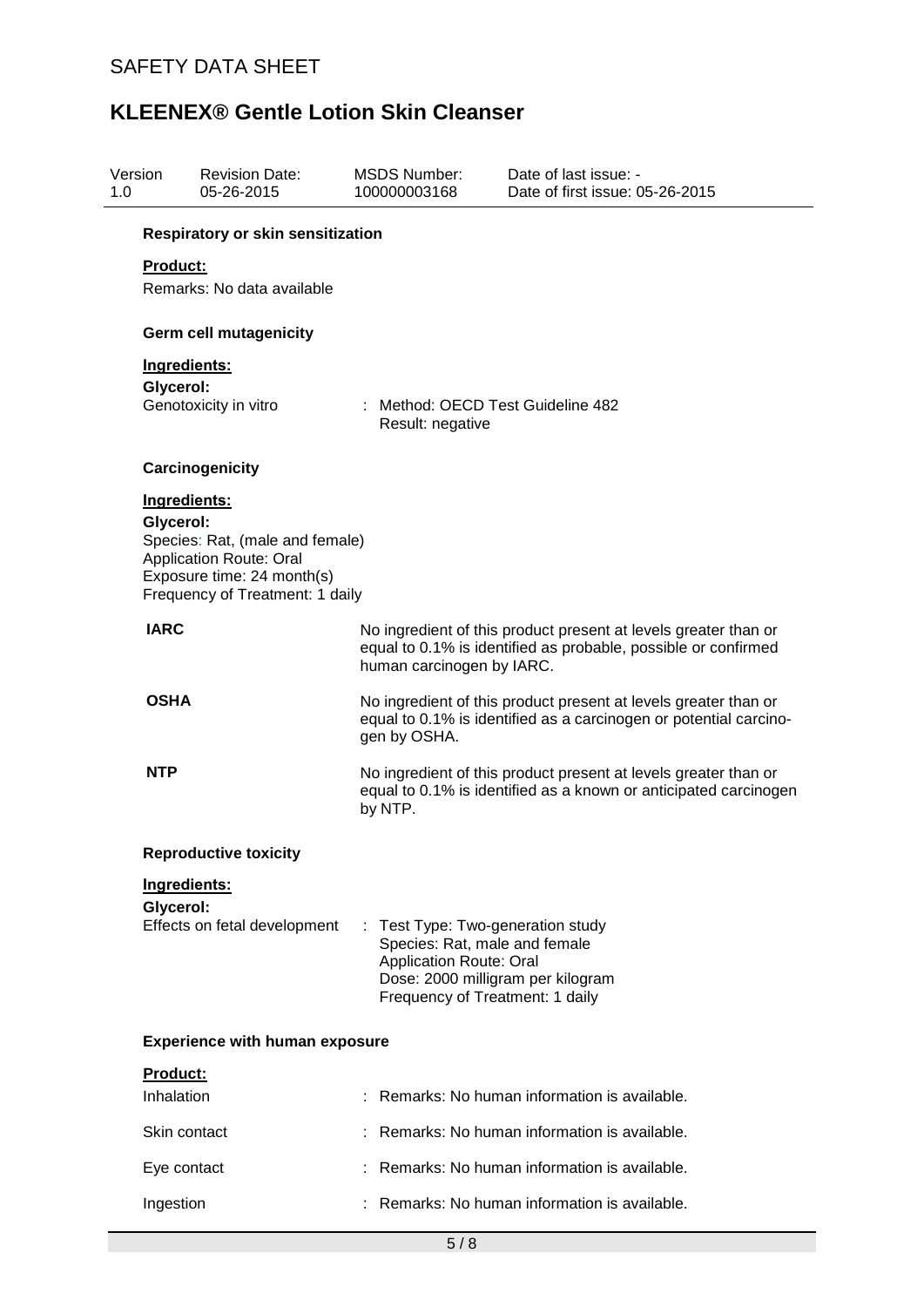**Respiratory or skin sensitization**

**Product:**

Remarks: No data available

**Germ cell mutagenicity**

**Ingredients:**

**Glycerol:**

Genotoxicity in vitro : Method: OECD Test Guideline 482
Result: negative

**Carcinogenicity**

**Ingredients:**

**Glycerol:**

Species: Rat, (male and female)
Application Route: Oral
Exposure time: 24 month(s)
Frequency of Treatment: 1 daily

| | |
|---|---|
| **IARC** | No ingredient of this product present at levels greater than or equal to 0.1% is identified as probable, possible or confirmed human carcinogen by IARC. |
| **OSHA** | No ingredient of this product present at levels greater than or equal to 0.1% is identified as a carcinogen or potential carcinogen by OSHA. |
| **NTP** | No ingredient of this product present at levels greater than or equal to 0.1% is identified as a known or anticipated carcinogen by NTP. |

**Reproductive toxicity**

**Ingredients:**

**Glycerol:**

Effects on fetal development : Test Type: Two-generation study
Species: Rat, male and female
Application Route: Oral
Dose: 2000 milligram per kilogram
Frequency of Treatment: 1 daily

**Experience with human exposure**

**Product:**

| | |
|---|---|
| Inhalation | : Remarks: No human information is available. |
| Skin contact | : Remarks: No human information is available. |
| Eye contact | : Remarks: No human information is available. |
| Ingestion | : Remarks: No human information is available. |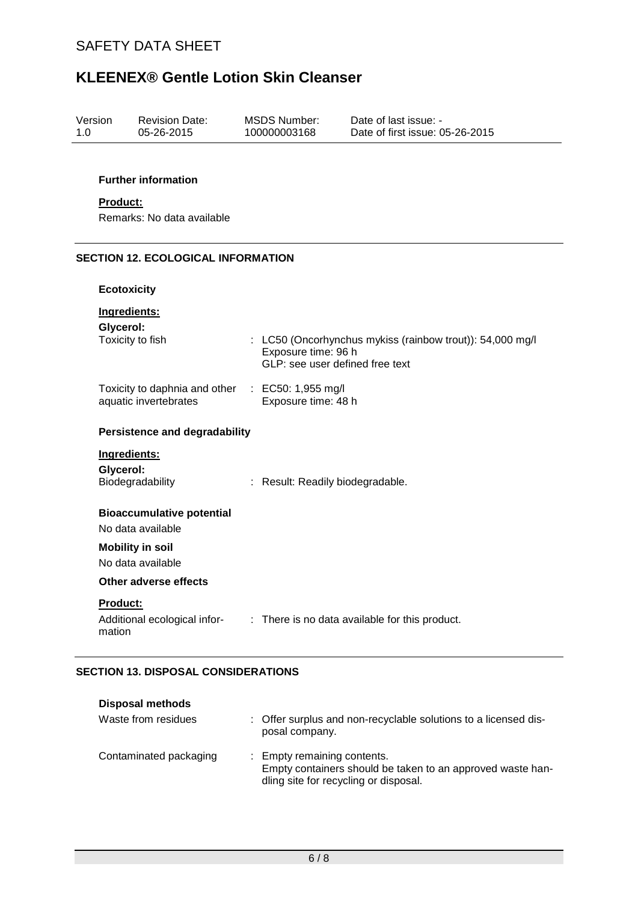**Further information**

**Product:**

Remarks: No data available

## SECTION 12. ECOLOGICAL INFORMATION

**Ecotoxicity**

**Ingredients:**

**Glycerol:**

| | |
|---|---|
| Toxicity to fish | : LC50 (Oncorhynchus mykiss (rainbow trout)): 54,000 mg/l<br>Exposure time: 96 h<br>GLP: see user defined free text |
| Toxicity to daphnia and other aquatic invertebrates | : EC50: 1,955 mg/l<br>Exposure time: 48 h |

**Persistence and degradability**

**Ingredients:**

**Glycerol:**

| | |
|---|---|
| Biodegradability | : Result: Readily biodegradable. |

**Bioaccumulative potential**

No data available

**Mobility in soil**

No data available

**Other adverse effects**

**Product:**

| | |
|---|---|
| Additional ecological information | : There is no data available for this product. |

## SECTION 13. DISPOSAL CONSIDERATIONS

**Disposal methods**

| | |
|---|---|
| Waste from residues | : Offer surplus and non-recyclable solutions to a licensed disposal company. |
| Contaminated packaging | : Empty remaining contents.<br>Empty containers should be taken to an approved waste handling site for recycling or disposal. |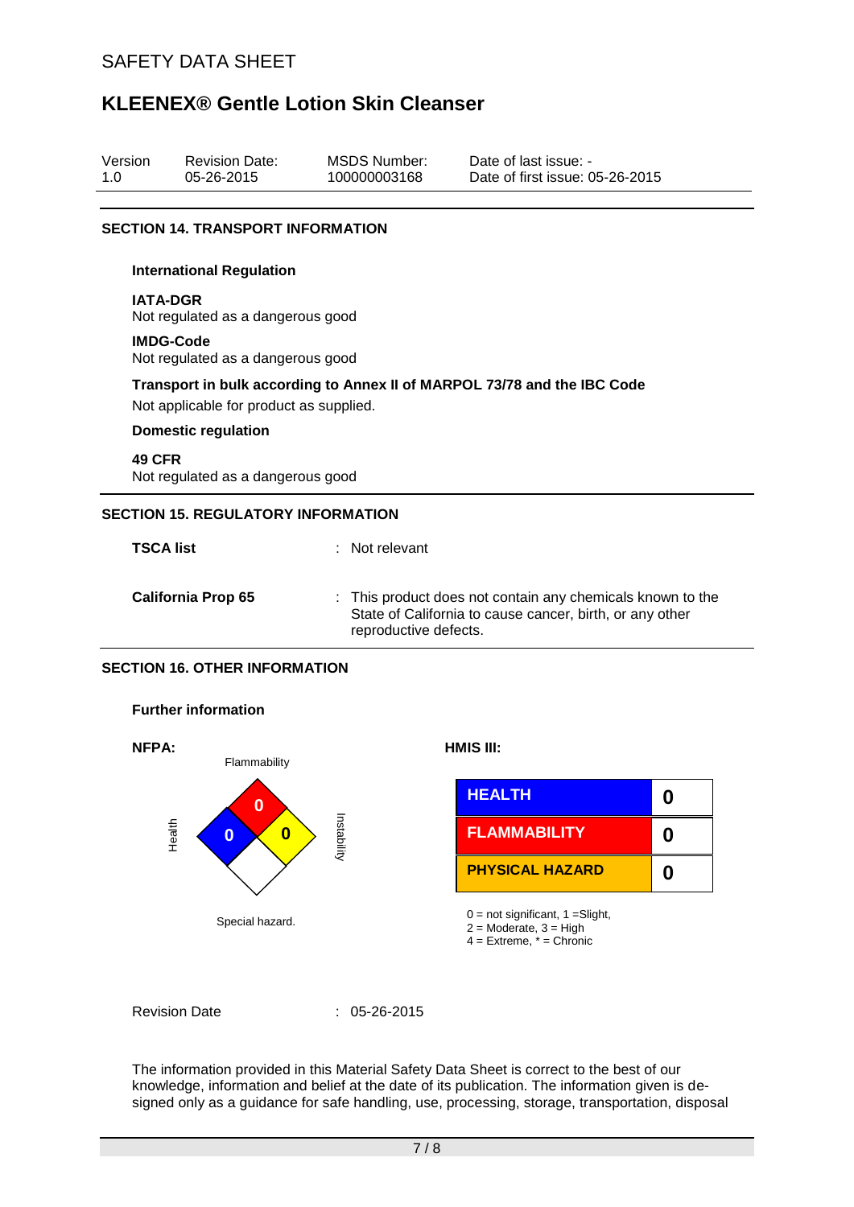| Version | Revision Date: | MSDS Number: | Date of last issue: - |
|---|---|---|---|
| 1.0 | 05-26-2015 | 100000003168 | Date of first issue: 05-26-2015 |

## SECTION 14. TRANSPORT INFORMATION

### International Regulation

**IATA-DGR**
Not regulated as a dangerous good

**IMDG-Code**
Not regulated as a dangerous good

**Transport in bulk according to Annex II of MARPOL 73/78 and the IBC Code**
Not applicable for product as supplied.

### Domestic regulation

**49 CFR**
Not regulated as a dangerous good

## SECTION 15. REGULATORY INFORMATION

**TSCA list** : Not relevant

**California Prop 65** : This product does not contain any chemicals known to the State of California to cause cancer, birth, or any other reproductive defects.

## SECTION 16. OTHER INFORMATION

### Further information

**NFPA:**

Flammability: 0
Health: 0
Instability: 0
Special hazard.

**HMIS III:**

| HEALTH | 0 |
|---|---|
| FLAMMABILITY | 0 |
| PHYSICAL HAZARD | 0 |

0 = not significant, 1 =Slight,
2 = Moderate, 3 = High
4 = Extreme, * = Chronic

Revision Date : 05-26-2015

The information provided in this Material Safety Data Sheet is correct to the best of our knowledge, information and belief at the date of its publication. The information given is designed only as a guidance for safe handling, use, processing, storage, transportation, disposal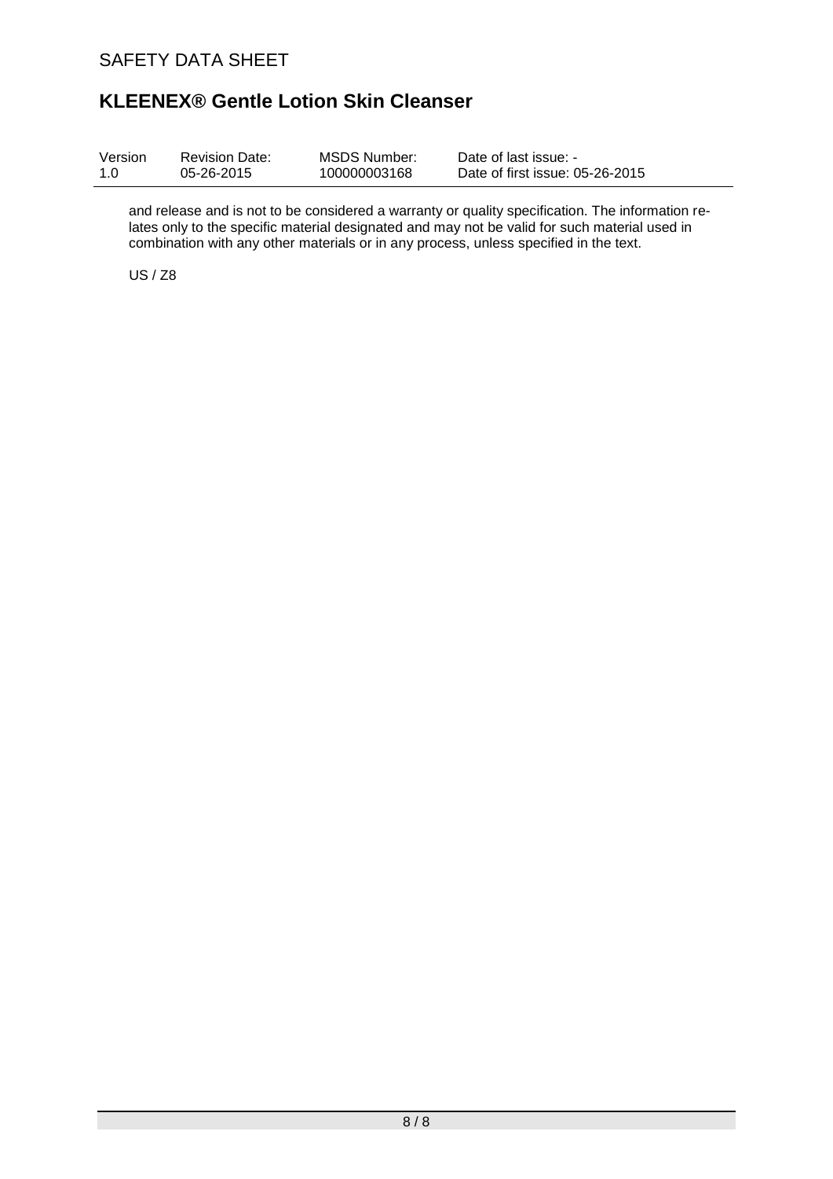and release and is not to be considered a warranty or quality specification. The information relates only to the specific material designated and may not be valid for such material used in combination with any other materials or in any process, unless specified in the text.

US / Z8